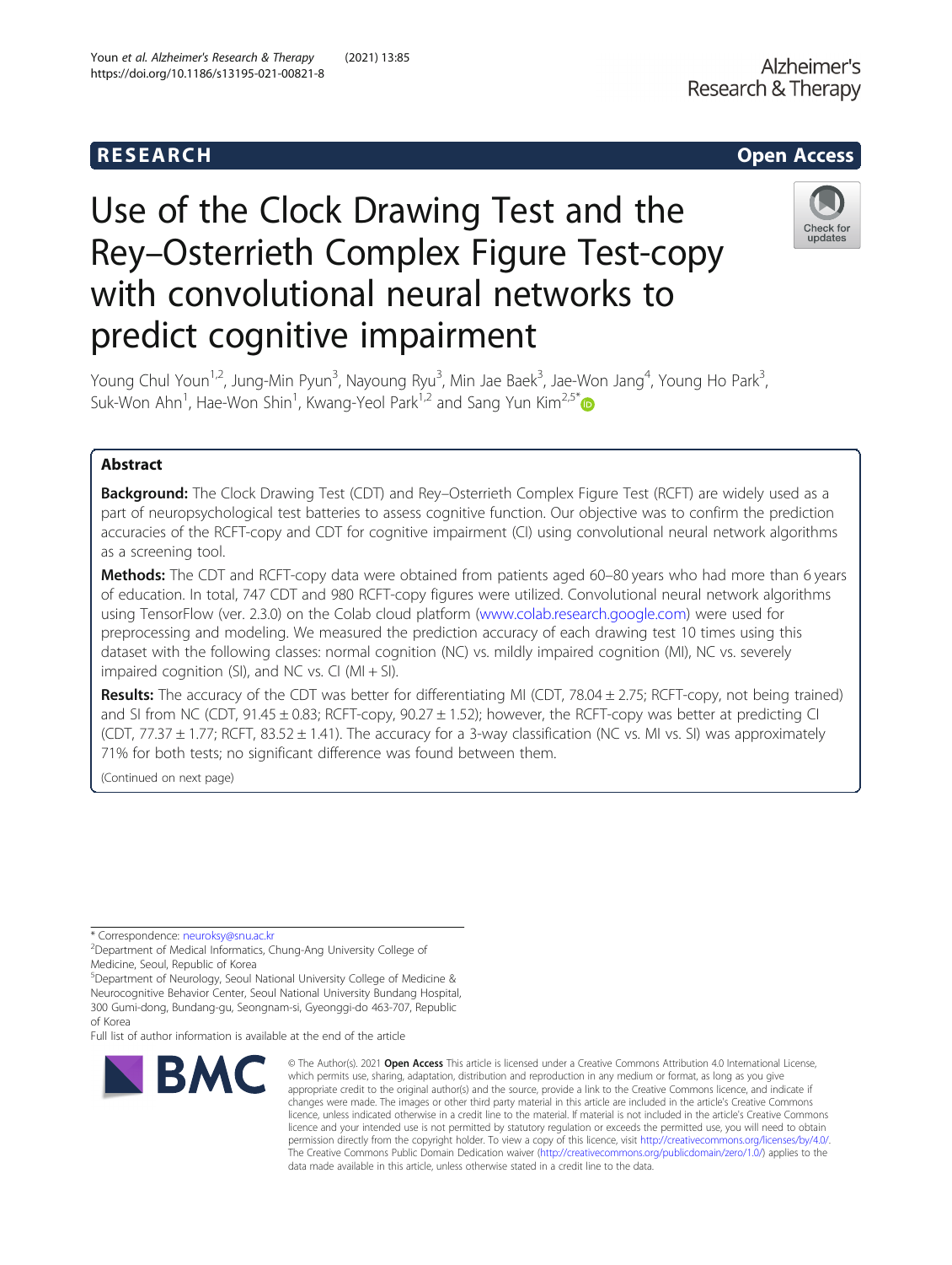RESEARCH

Open Access

# Use of the Clock Drawing Test and the Rey–Osterrieth Complex Figure Test-copy with convolutional neural networks to predict cognitive impairment

Young Chul Youn[1,2], Jung-Min Pyun[3], Nayoung Ryu[3], Min Jae Baek[3], Jae-Won Jang[4], Young Ho Park[3], Suk-Won Ahn[1], Hae-Won Shin[1], Kwang-Yeol Park[1,2] and Sang Yun Kim[2,5*]

## Abstract

**Background:** The Clock Drawing Test (CDT) and Rey–Osterrieth Complex Figure Test (RCFT) are widely used as a part of neuropsychological test batteries to assess cognitive function. Our objective was to confirm the prediction accuracies of the RCFT-copy and CDT for cognitive impairment (CI) using convolutional neural network algorithms as a screening tool.

**Methods:** The CDT and RCFT-copy data were obtained from patients aged 60–80 years who had more than 6 years of education. In total, 747 CDT and 980 RCFT-copy figures were utilized. Convolutional neural network algorithms using TensorFlow (ver. 2.3.0) on the Colab cloud platform (www.colab.research.google.com) were used for preprocessing and modeling. We measured the prediction accuracy of each drawing test 10 times using this dataset with the following classes: normal cognition (NC) vs. mildly impaired cognition (MI), NC vs. severely impaired cognition (SI), and NC vs. CI (MI + SI).

**Results:** The accuracy of the CDT was better for differentiating MI (CDT, 78.04 ± 2.75; RCFT-copy, not being trained) and SI from NC (CDT, 91.45 ± 0.83; RCFT-copy, 90.27 ± 1.52); however, the RCFT-copy was better at predicting CI (CDT, 77.37 ± 1.77; RCFT, 83.52 ± 1.41). The accuracy for a 3-way classification (NC vs. MI vs. SI) was approximately 71% for both tests; no significant difference was found between them.

(Continued on next page)

* Correspondence: neuroksy@snu.ac.kr

[2]Department of Medical Informatics, Chung-Ang University College of Medicine, Seoul, Republic of Korea

[5]Department of Neurology, Seoul National University College of Medicine & Neurocognitive Behavior Center, Seoul National University Bundang Hospital, 300 Gumi-dong, Bundang-gu, Seongnam-si, Gyeonggi-do 463-707, Republic of Korea

Full list of author information is available at the end of the article

© The Author(s). 2021 **Open Access** This article is licensed under a Creative Commons Attribution 4.0 International License, which permits use, sharing, adaptation, distribution and reproduction in any medium or format, as long as you give appropriate credit to the original author(s) and the source, provide a link to the Creative Commons licence, and indicate if changes were made. The images or other third party material in this article are included in the article's Creative Commons licence, unless indicated otherwise in a credit line to the material. If material is not included in the article's Creative Commons licence and your intended use is not permitted by statutory regulation or exceeds the permitted use, you will need to obtain permission directly from the copyright holder. To view a copy of this licence, visit http://creativecommons.org/licenses/by/4.0/. The Creative Commons Public Domain Dedication waiver (http://creativecommons.org/publicdomain/zero/1.0/) applies to the data made available in this article, unless otherwise stated in a credit line to the data.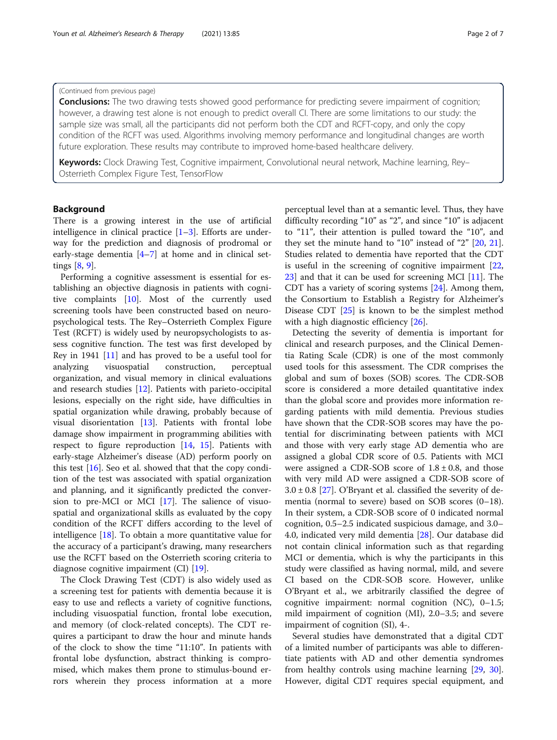(Continued from previous page)

**Conclusions:** The two drawing tests showed good performance for predicting severe impairment of cognition; however, a drawing test alone is not enough to predict overall CI. There are some limitations to our study: the sample size was small, all the participants did not perform both the CDT and RCFT-copy, and only the copy condition of the RCFT was used. Algorithms involving memory performance and longitudinal changes are worth future exploration. These results may contribute to improved home-based healthcare delivery.

**Keywords:** Clock Drawing Test, Cognitive impairment, Convolutional neural network, Machine learning, Rey–Osterrieth Complex Figure Test, TensorFlow

## Background

There is a growing interest in the use of artificial intelligence in clinical practice [1–3]. Efforts are underway for the prediction and diagnosis of prodromal or early-stage dementia [4–7] at home and in clinical settings [8, 9].

Performing a cognitive assessment is essential for establishing an objective diagnosis in patients with cognitive complaints [10]. Most of the currently used screening tools have been constructed based on neuropsychological tests. The Rey–Osterrieth Complex Figure Test (RCFT) is widely used by neuropsychologists to assess cognitive function. The test was first developed by Rey in 1941 [11] and has proved to be a useful tool for analyzing visuospatial construction, perceptual organization, and visual memory in clinical evaluations and research studies [12]. Patients with parieto-occipital lesions, especially on the right side, have difficulties in spatial organization while drawing, probably because of visual disorientation [13]. Patients with frontal lobe damage show impairment in programming abilities with respect to figure reproduction [14, 15]. Patients with early-stage Alzheimer's disease (AD) perform poorly on this test [16]. Seo et al. showed that that the copy condition of the test was associated with spatial organization and planning, and it significantly predicted the conversion to pre-MCI or MCI [17]. The salience of visuospatial and organizational skills as evaluated by the copy condition of the RCFT differs according to the level of intelligence [18]. To obtain a more quantitative value for the accuracy of a participant's drawing, many researchers use the RCFT based on the Osterrieth scoring criteria to diagnose cognitive impairment (CI) [19].

The Clock Drawing Test (CDT) is also widely used as a screening test for patients with dementia because it is easy to use and reflects a variety of cognitive functions, including visuospatial function, frontal lobe execution, and memory (of clock-related concepts). The CDT requires a participant to draw the hour and minute hands of the clock to show the time "11:10". In patients with frontal lobe dysfunction, abstract thinking is compromised, which makes them prone to stimulus-bound errors wherein they process information at a more perceptual level than at a semantic level. Thus, they have difficulty recording "10" as "2", and since "10" is adjacent to "11", their attention is pulled toward the "10", and they set the minute hand to "10" instead of "2" [20, 21]. Studies related to dementia have reported that the CDT is useful in the screening of cognitive impairment [22, 23] and that it can be used for screening MCI [11]. The CDT has a variety of scoring systems [24]. Among them, the Consortium to Establish a Registry for Alzheimer's Disease CDT [25] is known to be the simplest method with a high diagnostic efficiency [26].

Detecting the severity of dementia is important for clinical and research purposes, and the Clinical Dementia Rating Scale (CDR) is one of the most commonly used tools for this assessment. The CDR comprises the global and sum of boxes (SOB) scores. The CDR-SOB score is considered a more detailed quantitative index than the global score and provides more information regarding patients with mild dementia. Previous studies have shown that the CDR-SOB scores may have the potential for discriminating between patients with MCI and those with very early stage AD dementia who are assigned a global CDR score of 0.5. Patients with MCI were assigned a CDR-SOB score of $1.8 \pm 0.8$, and those with very mild AD were assigned a CDR-SOB score of $3.0 \pm 0.8$ [27]. O'Bryant et al. classified the severity of dementia (normal to severe) based on SOB scores (0–18). In their system, a CDR-SOB score of 0 indicated normal cognition, 0.5–2.5 indicated suspicious damage, and 3.0–4.0, indicated very mild dementia [28]. Our database did not contain clinical information such as that regarding MCI or dementia, which is why the participants in this study were classified as having normal, mild, and severe CI based on the CDR-SOB score. However, unlike O'Bryant et al., we arbitrarily classified the degree of cognitive impairment: normal cognition (NC), 0–1.5; mild impairment of cognition (MI), 2.0–3.5; and severe impairment of cognition (SI), 4-.

Several studies have demonstrated that a digital CDT of a limited number of participants was able to differentiate patients with AD and other dementia syndromes from healthy controls using machine learning [29, 30]. However, digital CDT requires special equipment, and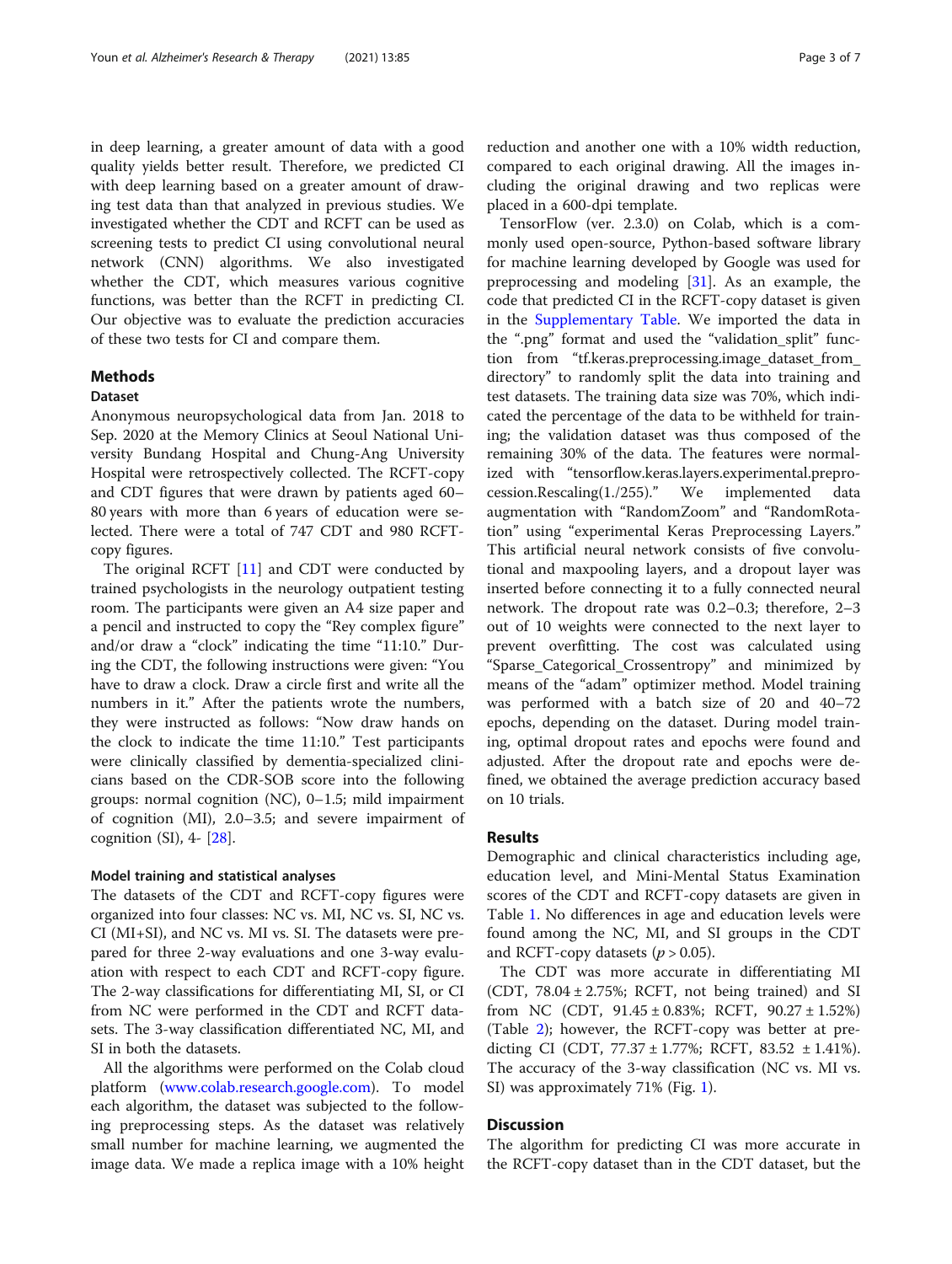in deep learning, a greater amount of data with a good quality yields better result. Therefore, we predicted CI with deep learning based on a greater amount of drawing test data than that analyzed in previous studies. We investigated whether the CDT and RCFT can be used as screening tests to predict CI using convolutional neural network (CNN) algorithms. We also investigated whether the CDT, which measures various cognitive functions, was better than the RCFT in predicting CI. Our objective was to evaluate the prediction accuracies of these two tests for CI and compare them.

## Methods

### Dataset

Anonymous neuropsychological data from Jan. 2018 to Sep. 2020 at the Memory Clinics at Seoul National University Bundang Hospital and Chung-Ang University Hospital were retrospectively collected. The RCFT-copy and CDT figures that were drawn by patients aged 60–80 years with more than 6 years of education were selected. There were a total of 747 CDT and 980 RCFT-copy figures.

The original RCFT [11] and CDT were conducted by trained psychologists in the neurology outpatient testing room. The participants were given an A4 size paper and a pencil and instructed to copy the "Rey complex figure" and/or draw a "clock" indicating the time "11:10." During the CDT, the following instructions were given: "You have to draw a clock. Draw a circle first and write all the numbers in it." After the patients wrote the numbers, they were instructed as follows: "Now draw hands on the clock to indicate the time 11:10." Test participants were clinically classified by dementia-specialized clinicians based on the CDR-SOB score into the following groups: normal cognition (NC), 0–1.5; mild impairment of cognition (MI), 2.0–3.5; and severe impairment of cognition (SI), 4- [28].

### Model training and statistical analyses

The datasets of the CDT and RCFT-copy figures were organized into four classes: NC vs. MI, NC vs. SI, NC vs. CI (MI+SI), and NC vs. MI vs. SI. The datasets were prepared for three 2-way evaluations and one 3-way evaluation with respect to each CDT and RCFT-copy figure. The 2-way classifications for differentiating MI, SI, or CI from NC were performed in the CDT and RCFT datasets. The 3-way classification differentiated NC, MI, and SI in both the datasets.

All the algorithms were performed on the Colab cloud platform (www.colab.research.google.com). To model each algorithm, the dataset was subjected to the following preprocessing steps. As the dataset was relatively small number for machine learning, we augmented the image data. We made a replica image with a 10% height reduction and another one with a 10% width reduction, compared to each original drawing. All the images including the original drawing and two replicas were placed in a 600-dpi template.

TensorFlow (ver. 2.3.0) on Colab, which is a commonly used open-source, Python-based software library for machine learning developed by Google was used for preprocessing and modeling [31]. As an example, the code that predicted CI in the RCFT-copy dataset is given in the Supplementary Table. We imported the data in the ".png" format and used the "validation_split" function from "tf.keras.preprocessing.image_dataset_from_directory" to randomly split the data into training and test datasets. The training data size was 70%, which indicated the percentage of the data to be withheld for training; the validation dataset was thus composed of the remaining 30% of the data. The features were normalized with "tensorflow.keras.layers.experimental.preprocession.Rescaling(1./255)." We implemented data augmentation with "RandomZoom" and "RandomRotation" using "experimental Keras Preprocessing Layers." This artificial neural network consists of five convolutional and maxpooling layers, and a dropout layer was inserted before connecting it to a fully connected neural network. The dropout rate was 0.2–0.3; therefore, 2–3 out of 10 weights were connected to the next layer to prevent overfitting. The cost was calculated using "Sparse_Categorical_Crossentropy" and minimized by means of the "adam" optimizer method. Model training was performed with a batch size of 20 and 40–72 epochs, depending on the dataset. During model training, optimal dropout rates and epochs were found and adjusted. After the dropout rate and epochs were defined, we obtained the average prediction accuracy based on 10 trials.

## Results

Demographic and clinical characteristics including age, education level, and Mini-Mental Status Examination scores of the CDT and RCFT-copy datasets are given in Table 1. No differences in age and education levels were found among the NC, MI, and SI groups in the CDT and RCFT-copy datasets ($p > 0.05$).

The CDT was more accurate in differentiating MI (CDT, 78.04 ± 2.75%; RCFT, not being trained) and SI from NC (CDT, 91.45 ± 0.83%; RCFT, 90.27 ± 1.52%) (Table 2); however, the RCFT-copy was better at predicting CI (CDT, 77.37 ± 1.77%; RCFT, 83.52 ± 1.41%). The accuracy of the 3-way classification (NC vs. MI vs. SI) was approximately 71% (Fig. 1).

## Discussion

The algorithm for predicting CI was more accurate in the RCFT-copy dataset than in the CDT dataset, but the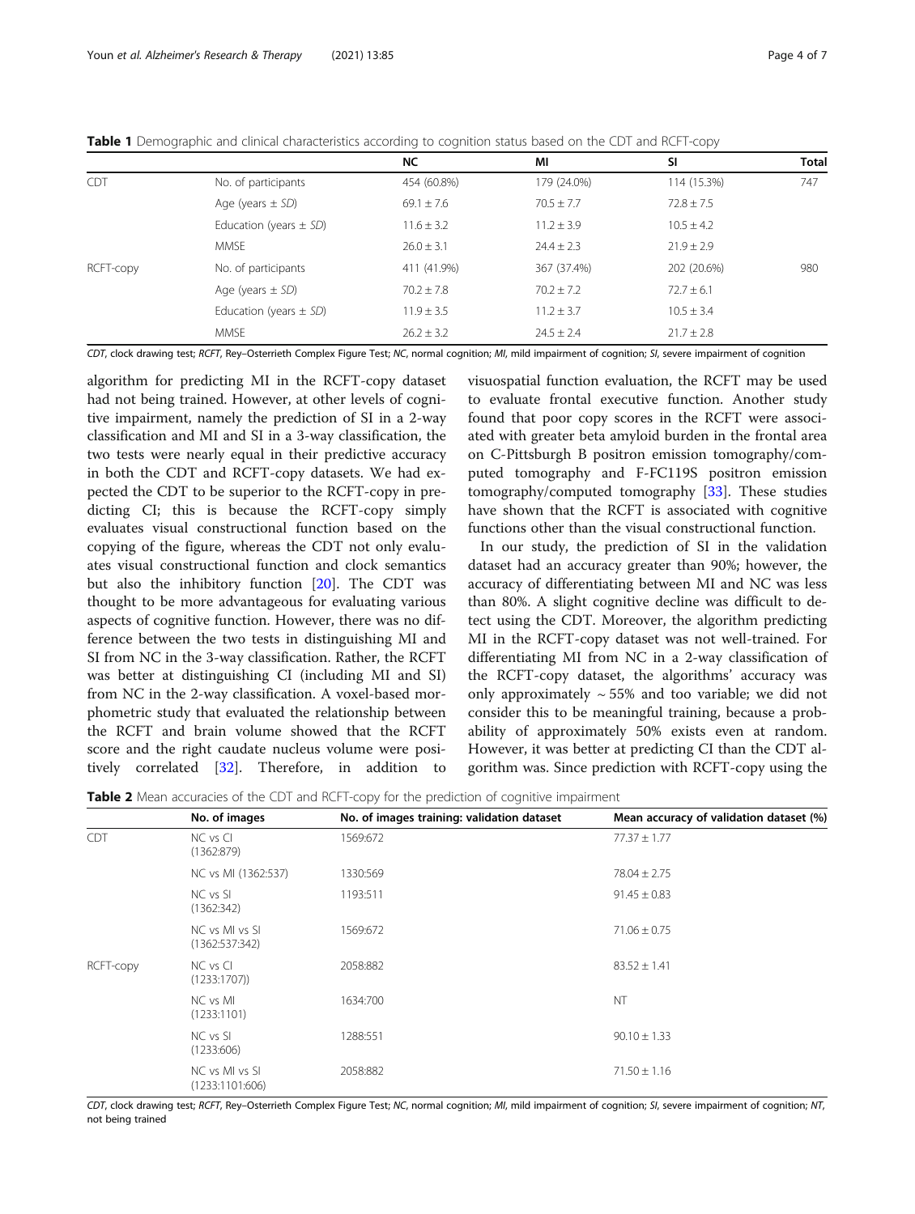**Table 1** Demographic and clinical characteristics according to cognition status based on the CDT and RCFT-copy

| | | NC | MI | SI | Total |
|---|---|---|---|---|---|
| CDT | No. of participants | 454 (60.8%) | 179 (24.0%) | 114 (15.3%) | 747 |
| | Age (years ± *SD*) | 69.1 ± 7.6 | 70.5 ± 7.7 | 72.8 ± 7.5 | |
| | Education (years ± *SD*) | 11.6 ± 3.2 | 11.2 ± 3.9 | 10.5 ± 4.2 | |
| | MMSE | 26.0 ± 3.1 | 24.4 ± 2.3 | 21.9 ± 2.9 | |
| RCFT-copy | No. of participants | 411 (41.9%) | 367 (37.4%) | 202 (20.6%) | 980 |
| | Age (years ± *SD*) | 70.2 ± 7.8 | 70.2 ± 7.2 | 72.7 ± 6.1 | |
| | Education (years ± *SD*) | 11.9 ± 3.5 | 11.2 ± 3.7 | 10.5 ± 3.4 | |
| | MMSE | 26.2 ± 3.2 | 24.5 ± 2.4 | 21.7 ± 2.8 | |

*CDT*, clock drawing test; *RCFT*, Rey–Osterrieth Complex Figure Test; *NC*, normal cognition; *MI*, mild impairment of cognition; *SI*, severe impairment of cognition

algorithm for predicting MI in the RCFT-copy dataset had not being trained. However, at other levels of cognitive impairment, namely the prediction of SI in a 2-way classification and MI and SI in a 3-way classification, the two tests were nearly equal in their predictive accuracy in both the CDT and RCFT-copy datasets. We had expected the CDT to be superior to the RCFT-copy in predicting CI; this is because the RCFT-copy simply evaluates visual constructional function based on the copying of the figure, whereas the CDT not only evaluates visual constructional function and clock semantics but also the inhibitory function [20]. The CDT was thought to be more advantageous for evaluating various aspects of cognitive function. However, there was no difference between the two tests in distinguishing MI and SI from NC in the 3-way classification. Rather, the RCFT was better at distinguishing CI (including MI and SI) from NC in the 2-way classification. A voxel-based morphometric study that evaluated the relationship between the RCFT and brain volume showed that the RCFT score and the right caudate nucleus volume were positively correlated [32]. Therefore, in addition to visuospatial function evaluation, the RCFT may be used to evaluate frontal executive function. Another study found that poor copy scores in the RCFT were associated with greater beta amyloid burden in the frontal area on C-Pittsburgh B positron emission tomography/computed tomography and F-FC119S positron emission tomography/computed tomography [33]. These studies have shown that the RCFT is associated with cognitive functions other than the visual constructional function.

In our study, the prediction of SI in the validation dataset had an accuracy greater than 90%; however, the accuracy of differentiating between MI and NC was less than 80%. A slight cognitive decline was difficult to detect using the CDT. Moreover, the algorithm predicting MI in the RCFT-copy dataset was not well-trained. For differentiating MI from NC in a 2-way classification of the RCFT-copy dataset, the algorithms' accuracy was only approximately ~ 55% and too variable; we did not consider this to be meaningful training, because a probability of approximately 50% exists even at random. However, it was better at predicting CI than the CDT algorithm was. Since prediction with RCFT-copy using the

**Table 2** Mean accuracies of the CDT and RCFT-copy for the prediction of cognitive impairment

| | No. of images | No. of images training: validation dataset | Mean accuracy of validation dataset (%) |
|---|---|---|---|
| CDT | NC vs CI (1362:879) | 1569:672 | 77.37 ± 1.77 |
| | NC vs MI (1362:537) | 1330:569 | 78.04 ± 2.75 |
| | NC vs SI (1362:342) | 1193:511 | 91.45 ± 0.83 |
| | NC vs MI vs SI (1362:537:342) | 1569:672 | 71.06 ± 0.75 |
| RCFT-copy | NC vs CI (1233:1707)) | 2058:882 | 83.52 ± 1.41 |
| | NC vs MI (1233:1101) | 1634:700 | NT |
| | NC vs SI (1233:606) | 1288:551 | 90.10 ± 1.33 |
| | NC vs MI vs SI (1233:1101:606) | 2058:882 | 71.50 ± 1.16 |

*CDT*, clock drawing test; *RCFT*, Rey–Osterrieth Complex Figure Test; *NC*, normal cognition; *MI*, mild impairment of cognition; *SI*, severe impairment of cognition; *NT*, not being trained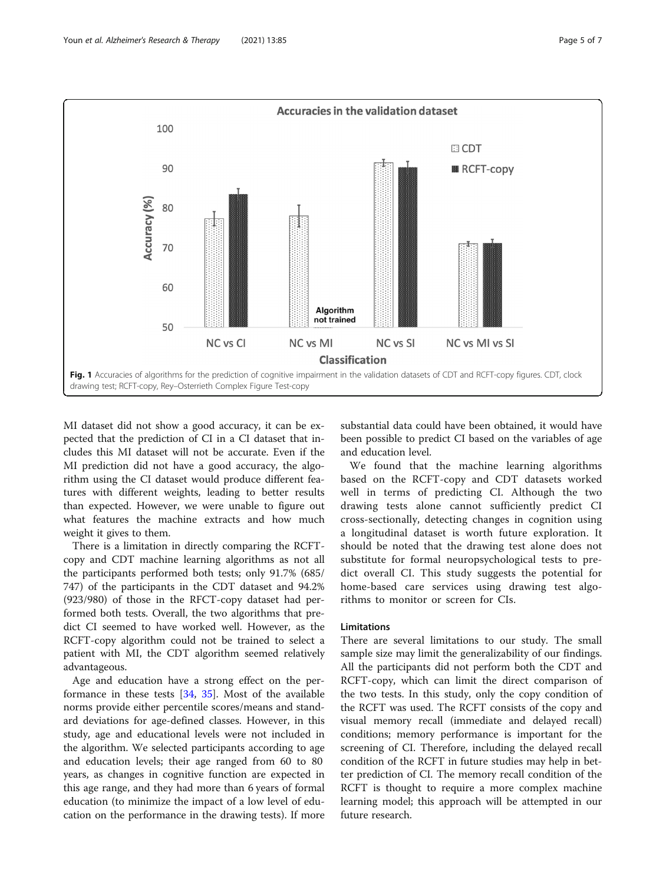Fig. 1 Accuracies of algorithms for the prediction of cognitive impairment in the validation datasets of CDT and RCFT-copy figures. CDT, clock drawing test; RCFT-copy, Rey–Osterrieth Complex Figure Test-copy

MI dataset did not show a good accuracy, it can be expected that the prediction of CI in a CI dataset that includes this MI dataset will not be accurate. Even if the MI prediction did not have a good accuracy, the algorithm using the CI dataset would produce different features with different weights, leading to better results than expected. However, we were unable to figure out what features the machine extracts and how much weight it gives to them.

There is a limitation in directly comparing the RCFT-copy and CDT machine learning algorithms as not all the participants performed both tests; only 91.7% (685/747) of the participants in the CDT dataset and 94.2% (923/980) of those in the RFCT-copy dataset had performed both tests. Overall, the two algorithms that predict CI seemed to have worked well. However, as the RCFT-copy algorithm could not be trained to select a patient with MI, the CDT algorithm seemed relatively advantageous.

Age and education have a strong effect on the performance in these tests [34, 35]. Most of the available norms provide either percentile scores/means and standard deviations for age-defined classes. However, in this study, age and educational levels were not included in the algorithm. We selected participants according to age and education levels; their age ranged from 60 to 80 years, as changes in cognitive function are expected in this age range, and they had more than 6 years of formal education (to minimize the impact of a low level of education on the performance in the drawing tests). If more substantial data could have been obtained, it would have been possible to predict CI based on the variables of age and education level.

We found that the machine learning algorithms based on the RCFT-copy and CDT datasets worked well in terms of predicting CI. Although the two drawing tests alone cannot sufficiently predict CI cross-sectionally, detecting changes in cognition using a longitudinal dataset is worth future exploration. It should be noted that the drawing test alone does not substitute for formal neuropsychological tests to predict overall CI. This study suggests the potential for home-based care services using drawing test algorithms to monitor or screen for CIs.

### Limitations

There are several limitations to our study. The small sample size may limit the generalizability of our findings. All the participants did not perform both the CDT and RCFT-copy, which can limit the direct comparison of the two tests. In this study, only the copy condition of the RCFT was used. The RCFT consists of the copy and visual memory recall (immediate and delayed recall) conditions; memory performance is important for the screening of CI. Therefore, including the delayed recall condition of the RCFT in future studies may help in better prediction of CI. The memory recall condition of the RCFT is thought to require a more complex machine learning model; this approach will be attempted in our future research.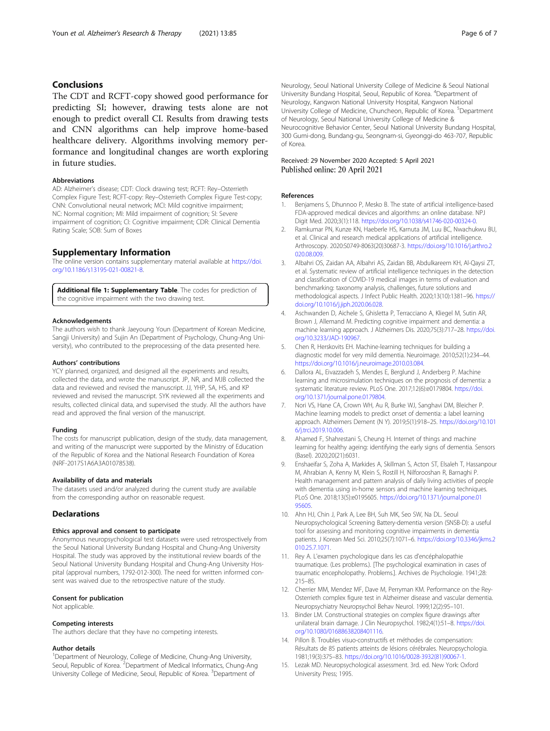## Conclusions

The CDT and RCFT-copy showed good performance for predicting SI; however, drawing tests alone are not enough to predict overall CI. Results from drawing tests and CNN algorithms can help improve home-based healthcare delivery. Algorithms involving memory performance and longitudinal changes are worth exploring in future studies.

### Abbreviations

AD: Alzheimer's disease; CDT: Clock drawing test; RCFT: Rey–Osterrieth Complex Figure Test; RCFT-copy: Rey–Osterrieth Complex Figure Test-copy; CNN: Convolutional neural network; MCI: Mild cognitive impairment; NC: Normal cognition; MI: Mild impairment of cognition; SI: Severe impairment of cognition; CI: Cognitive impairment; CDR: Clinical Dementia Rating Scale; SOB: Sum of Boxes

## Supplementary Information

The online version contains supplementary material available at https://doi.org/10.1186/s13195-021-00821-8.

**Additional file 1: Supplementary Table**. The codes for prediction of the cognitive impairment with the two drawing test.

### Acknowledgements

The authors wish to thank Jaeyoung Youn (Department of Korean Medicine, Sangji University) and Sujin An (Department of Psychology, Chung-Ang University), who contributed to the preprocessing of the data presented here.

### Authors' contributions

YCY planned, organized, and designed all the experiments and results, collected the data, and wrote the manuscript. JP, NR, and MJB collected the data and reviewed and revised the manuscript. JJ, YHP, SA, HS, and KP reviewed and revised the manuscript. SYK reviewed all the experiments and results, collected clinical data, and supervised the study. All the authors have read and approved the final version of the manuscript.

### Funding

The costs for manuscript publication, design of the study, data management, and writing of the manuscript were supported by the Ministry of Education of the Republic of Korea and the National Research Foundation of Korea (NRF-2017S1A6A3A01078538).

### Availability of data and materials

The datasets used and/or analyzed during the current study are available from the corresponding author on reasonable request.

## Declarations

### Ethics approval and consent to participate

Anonymous neuropsychological test datasets were used retrospectively from the Seoul National University Bundang Hospital and Chung-Ang University Hospital. The study was approved by the institutional review boards of the Seoul National University Bundang Hospital and Chung-Ang University Hospital (approval numbers, 1792-012-300). The need for written informed consent was waived due to the retrospective nature of the study.

### Consent for publication

Not applicable.

### Competing interests

The authors declare that they have no competing interests.

### Author details

[1]Department of Neurology, College of Medicine, Chung-Ang University, Seoul, Republic of Korea. [2]Department of Medical Informatics, Chung-Ang University College of Medicine, Seoul, Republic of Korea. [3]Department of Neurology, Seoul National University College of Medicine & Seoul National University Bundang Hospital, Seoul, Republic of Korea. [4]Department of Neurology, Kangwon National University Hospital, Kangwon National University College of Medicine, Chuncheon, Republic of Korea. [5]Department of Neurology, Seoul National University College of Medicine & Neurocognitive Behavior Center, Seoul National University Bundang Hospital, 300 Gumi-dong, Bundang-gu, Seongnam-si, Gyeonggi-do 463-707, Republic of Korea.

Received: 29 November 2020 Accepted: 5 April 2021
Published online: 20 April 2021

### References

1. Benjamens S, Dhunnoo P, Mesko B. The state of artificial intelligence-based FDA-approved medical devices and algorithms: an online database. NPJ Digit Med. 2020;3(1):118. https://doi.org/10.1038/s41746-020-00324-0.
2. Ramkumar PN, Kunze KN, Haeberle HS, Karnuta JM, Luu BC, Nwachukwu BU, et al. Clinical and research medical applications of artificial intelligence. Arthroscopy. 2020:S0749-8063(20)30687-3. https://doi.org/10.1016/j.arthro.2020.08.009.
3. Albahri OS, Zaidan AA, Albahri AS, Zaidan BB, Abdulkareem KH, Al-Qaysi ZT, et al. Systematic review of artificial intelligence techniques in the detection and classification of COVID-19 medical images in terms of evaluation and benchmarking: taxonomy analysis, challenges, future solutions and methodological aspects. J Infect Public Health. 2020;13(10):1381–96. https://doi.org/10.1016/j.jiph.2020.06.028.
4. Aschwanden D, Aichele S, Ghisletta P, Terracciano A, Kliegel M, Sutin AR, Brown J, Allemand M. Predicting cognitive impairment and dementia: a machine learning approach. J Alzheimers Dis. 2020;75(3):717–28. https://doi.org/10.3233/JAD-190967.
5. Chen R, Herskovits EH. Machine-learning techniques for building a diagnostic model for very mild dementia. Neuroimage. 2010;52(1):234–44. https://doi.org/10.1016/j.neuroimage.2010.03.084.
6. Dallora AL, Eivazzadeh S, Mendes E, Berglund J, Anderberg P. Machine learning and microsimulation techniques on the prognosis of dementia: a systematic literature review. PLoS One. 2017;12(6):e0179804. https://doi.org/10.1371/journal.pone.0179804.
7. Nori VS, Hane CA, Crown WH, Au R, Burke WJ, Sanghavi DM, Bleicher P. Machine learning models to predict onset of dementia: a label learning approach. Alzheimers Dement (N Y). 2019;5(1):918–25. https://doi.org/10.1016/j.trci.2019.10.006.
8. Ahamed F, Shahrestani S, Cheung H. Internet of things and machine learning for healthy ageing: identifying the early signs of dementia. Sensors (Basel). 2020;20(21):6031.
9. Enshaeifar S, Zoha A, Markides A, Skillman S, Acton ST, Elsaleh T, Hassanpour M, Ahrabian A, Kenny M, Klein S, Rostill H, Nilforooshan R, Barnaghi P. Health management and pattern analysis of daily living activities of people with dementia using in-home sensors and machine learning techniques. PLoS One. 2018;13(5):e0195605. https://doi.org/10.1371/journal.pone.0195605.
10. Ahn HJ, Chin J, Park A, Lee BH, Suh MK, Seo SW, Na DL. Seoul Neuropsychological Screening Battery-dementia version (SNSB-D): a useful tool for assessing and monitoring cognitive impairments in dementia patients. J Korean Med Sci. 2010;25(7):1071–6. https://doi.org/10.3346/jkms.2010.25.7.1071.
11. Rey A. L'examen psychologique dans les cas d'encéphalopathie traumatique. (Les problems.). [The psychological examination in cases of traumatic encepholopathy. Problems.]. Archives de Psychologie. 1941;28:215–85.
12. Cherrier MM, Mendez MF, Dave M, Perryman KM. Performance on the Rey-Osterrieth complex figure test in Alzheimer disease and vascular dementia. Neuropsychiatry Neuropsychol Behav Neurol. 1999;12(2):95–101.
13. Binder LM. Constructional strategies on complex figure drawings after unilateral brain damage. J Clin Neuropsychol. 1982;4(1):51–8. https://doi.org/10.1080/01688638208401116.
14. Pillon B. Troubles visuo-constructifs et méthodes de compensation: Résultats de 85 patients atteints de lésions cérébrales. Neuropsychologia. 1981;19(3):375–83. https://doi.org/10.1016/0028-3932(81)90067-1.
15. Lezak MD. Neuropsychological assessment. 3rd. ed. New York: Oxford University Press; 1995.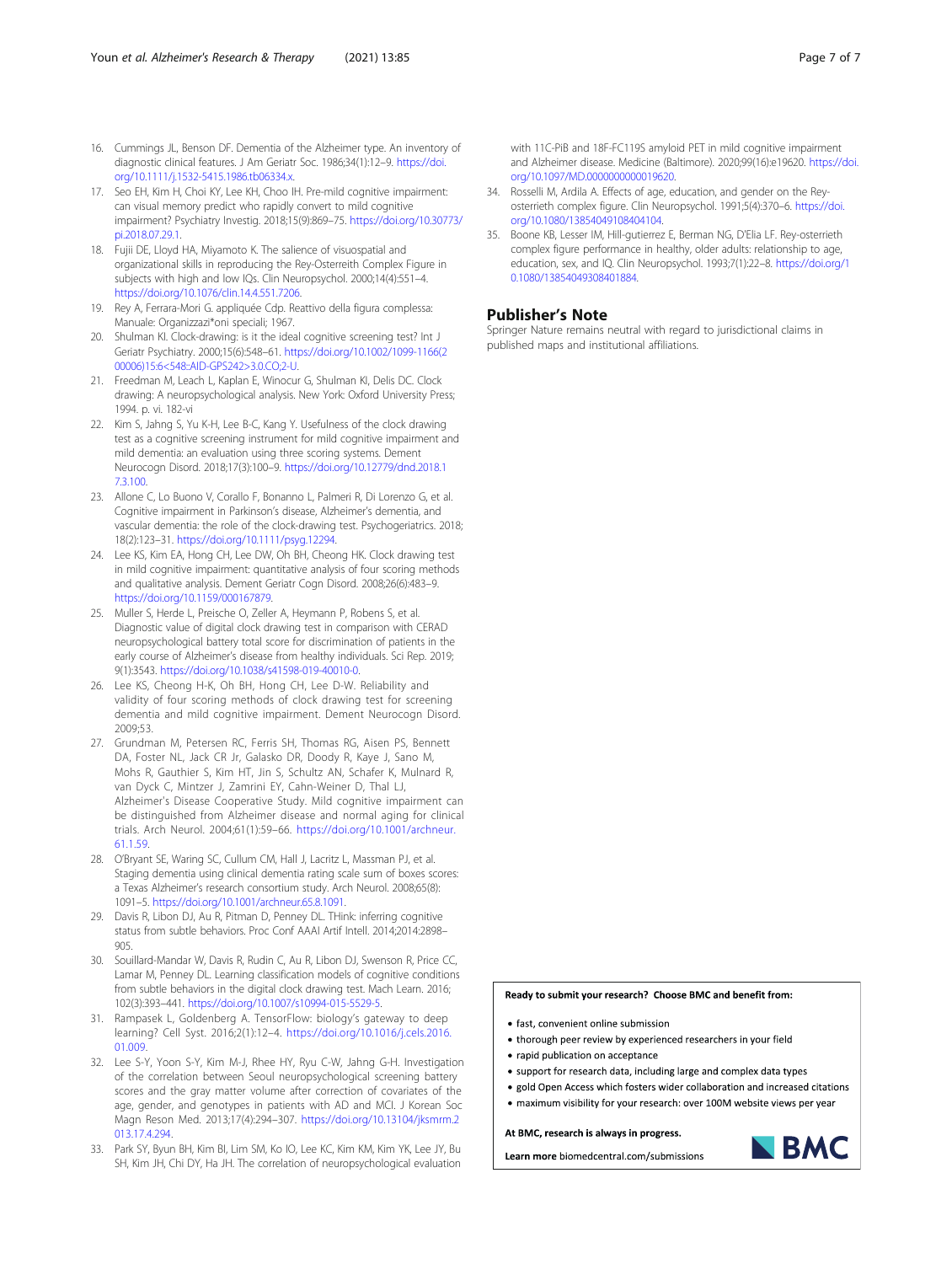16. Cummings JL, Benson DF. Dementia of the Alzheimer type. An inventory of diagnostic clinical features. J Am Geriatr Soc. 1986;34(1):12–9. https://doi.org/10.1111/j.1532-5415.1986.tb06334.x.
17. Seo EH, Kim H, Choi KY, Lee KH, Choo IH. Pre-mild cognitive impairment: can visual memory predict who rapidly convert to mild cognitive impairment? Psychiatry Investig. 2018;15(9):869–75. https://doi.org/10.30773/pi.2018.07.29.1.
18. Fujii DE, Lloyd HA, Miyamoto K. The salience of visuospatial and organizational skills in reproducing the Rey-Osterreith Complex Figure in subjects with high and low IQs. Clin Neuropsychol. 2000;14(4):551–4. https://doi.org/10.1076/clin.14.4.551.7206.
19. Rey A, Ferrara-Mori Cdp. appliquée Cdp. Reattivo della figura complessa: Manuale: Organizzazi*oni speciali; 1967.
20. Shulman KI. Clock-drawing: is it the ideal cognitive screening test? Int J Geriatr Psychiatry. 2000;15(6):548–61. https://doi.org/10.1002/1099-1166(200006)15:6<548::AID-GPS242>3.0.CO;2-U.
21. Freedman M, Leach L, Kaplan E, Winocur G, Shulman KI, Delis DC. Clock drawing: A neuropsychological analysis. New York: Oxford University Press; 1994. p. vi. 182-vi
22. Kim S, Jahng S, Yu K-H, Lee B-C, Kang Y. Usefulness of the clock drawing test as a cognitive screening instrument for mild cognitive impairment and mild dementia: an evaluation using three scoring systems. Dement Neurocogn Disord. 2018;17(3):100–9. https://doi.org/10.12779/dnd.2018.17.3.100.
23. Allone C, Lo Buono V, Corallo F, Bonanno L, Palmeri R, Di Lorenzo G, et al. Cognitive impairment in Parkinson's disease, Alzheimer's dementia, and vascular dementia: the role of the clock-drawing test. Psychogeriatrics. 2018;18(2):123–31. https://doi.org/10.1111/psyg.12294.
24. Lee KS, Kim EA, Hong CH, Lee DW, Oh BH, Cheong HK. Clock drawing test in mild cognitive impairment: quantitative analysis of four scoring methods and qualitative analysis. Dement Geriatr Cogn Disord. 2008;26(6):483–9. https://doi.org/10.1159/000167879.
25. Muller S, Herde L, Preische O, Zeller A, Heymann P, Robens S, et al. Diagnostic value of digital clock drawing test in comparison with CERAD neuropsychological battery total score for discrimination of patients in the early course of Alzheimer's disease from healthy individuals. Sci Rep. 2019;9(1):3543. https://doi.org/10.1038/s41598-019-40010-0.
26. Lee KS, Cheong H-K, Oh BH, Hong CH, Lee D-W. Reliability and validity of four scoring methods of clock drawing test for screening dementia and mild cognitive impairment. Dement Neurocogn Disord. 2009;53.
27. Grundman M, Petersen RC, Ferris SH, Thomas RG, Aisen PS, Bennett DA, Foster NL, Jack CR Jr, Galasko DR, Doody R, Kaye J, Sano M, Mohs R, Gauthier S, Kim HT, Jin S, Schultz AN, Schafer K, Mulnard R, van Dyck C, Mintzer J, Zamrini EY, Cahn-Weiner D, Thal LJ, Alzheimer's Disease Cooperative Study. Mild cognitive impairment can be distinguished from Alzheimer disease and normal aging for clinical trials. Arch Neurol. 2004;61(1):59–66. https://doi.org/10.1001/archneur.61.1.59.
28. O'Bryant SE, Waring SC, Cullum CM, Hall J, Lacritz L, Massman PJ, et al. Staging dementia using clinical dementia rating scale sum of boxes scores: a Texas Alzheimer's research consortium study. Arch Neurol. 2008;65(8):1091–5. https://doi.org/10.1001/archneur.65.8.1091.
29. Davis R, Libon DJ, Au R, Pitman D, Penney DL. THink: inferring cognitive status from subtle behaviors. Proc Conf AAAI Artif Intell. 2014;2014:2898–905.
30. Souillard-Mandar W, Davis R, Rudin C, Au R, Libon DJ, Swenson R, Price CC, Lamar M, Penney DL. Learning classification models of cognitive conditions from subtle behaviors in the digital clock drawing test. Mach Learn. 2016;102(3):393–441. https://doi.org/10.1007/s10994-015-5529-5.
31. Rampasek L, Goldenberg A. TensorFlow: biology's gateway to deep learning? Cell Syst. 2016;2(1):12–4. https://doi.org/10.1016/j.cels.2016.01.009.
32. Lee S-Y, Yoon S-Y, Kim M-J, Rhee HY, Ryu C-W, Jahng G-H. Investigation of the correlation between Seoul neuropsychological screening battery scores and the gray matter volume after correction of covariates of the age, gender, and genotypes in patients with AD and MCI. J Korean Soc Magn Reson Med. 2013;17(4):294–307. https://doi.org/10.13104/jksmrm.2013.17.4.294.
33. Park SY, Byun BH, Kim BI, Lim SM, Ko IO, Lee KC, Kim KM, Kim YK, Lee JY, Bu SH, Kim JH, Chi DY, Ha JH. The correlation of neuropsychological evaluation with 11C-PiB and 18F-FC119S amyloid PET in mild cognitive impairment and Alzheimer disease. Medicine (Baltimore). 2020;99(16):e19620. https://doi.org/10.1097/MD.0000000000019620.
34. Rosselli M, Ardila A. Effects of age, education, and gender on the Rey-osterrieth complex figure. Clin Neuropsychol. 1991;5(4):370–6. https://doi.org/10.1080/13854049108404104.
35. Boone KB, Lesser IM, Hill-gutierrez E, Berman NG, D'Elia LF. Rey-osterrieth complex figure performance in healthy, older adults: relationship to age, education, sex, and IQ. Clin Neuropsychol. 1993;7(1):22–8. https://doi.org/10.1080/13854049308401884.

## Publisher's Note

Springer Nature remains neutral with regard to jurisdictional claims in published maps and institutional affiliations.

**Ready to submit your research? Choose BMC and benefit from:**

- fast, convenient online submission
- thorough peer review by experienced researchers in your field
- rapid publication on acceptance
- support for research data, including large and complex data types
- gold Open Access which fosters wider collaboration and increased citations
- maximum visibility for your research: over 100M website views per year

**At BMC, research is always in progress.**

**Learn more** biomedcentral.com/submissions

BMC